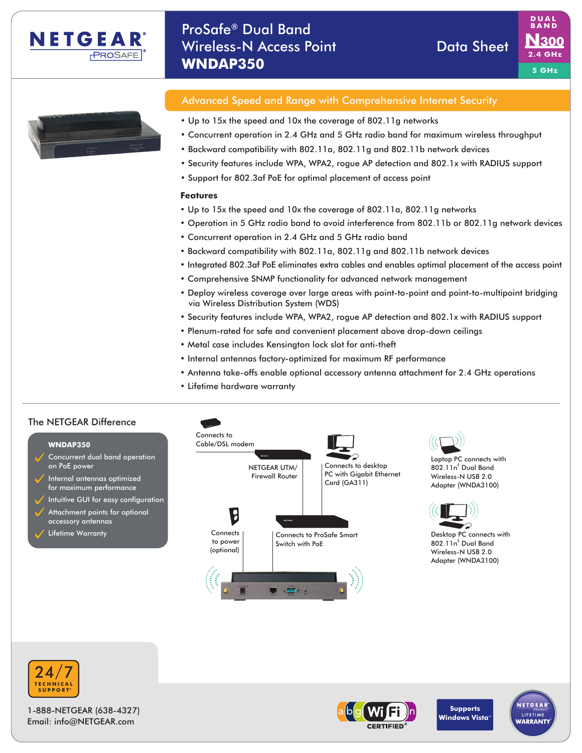# ProSafe® Dual Band Wireless-N Access Point WNDAP350

Data Sheet

DUAL BAND N300 2.4 GHz 5 GHz

## Advanced Speed and Range with Comprehensive Internet Security

- Up to 15x the speed and 10x the coverage of 802.11g networks
- Concurrent operation in 2.4 GHz and 5 GHz radio band for maximum wireless throughput
- Backward compatibility with 802.11a, 802.11g and 802.11b network devices
- Security features include WPA, WPA2, rogue AP detection and 802.1x with RADIUS support
- Support for 802.3af PoE for optimal placement of access point

### Features

- Up to 15x the speed and 10x the coverage of 802.11a, 802.11g networks
- Operation in 5 GHz radio band to avoid interference from 802.11b or 802.11g network devices
- Concurrent operation in 2.4 GHz and 5 GHz radio band
- Backward compatibility with 802.11a, 802.11g and 802.11b network devices
- Integrated 802.3af PoE eliminates extra cables and enables optimal placement of the access point
- Comprehensive SNMP functionality for advanced network management
- Deploy wireless coverage over large areas with point-to-point and point-to-multipoint bridging via Wireless Distribution System (WDS)
- Security features include WPA, WPA2, rogue AP detection and 802.1x with RADIUS support
- Plenum-rated for safe and convenient placement above drop-down ceilings
- Metal case includes Kensington lock slot for anti-theft
- Internal antennas factory-optimized for maximum RF performance
- Antenna take-offs enable optional accessory antenna attachment for 2.4 GHz operations
- Lifetime hardware warranty

## The NETGEAR Difference

**WNDAP350**

- Concurrent dual band operation on PoE power
- Internal antennas optimized for maximum performance
- Intuitive GUI for easy configuration
- Attachment points for optional accessory antennas
- Lifetime Warranty

Connects to Cable/DSL modem

NETGEAR UTM/ Firewall Router

Connects to desktop PC with Gigabit Ethernet Card (GA311)

Laptop PC connects with 802.11n† Dual Band Wireless-N USB 2.0 Adapter (WNDA3100)

Desktop PC connects with 802.11n† Dual Band Wireless-N USB 2.0 Adapter (WNDA3100)

Connects to power (optional)

Connects to ProSafe Smart Switch with PoE

24/7 TECHNICAL SUPPORT*

1-888-NETGEAR (638-4327)
Email: info@NETGEAR.com

Wi-Fi CERTIFIED® a b g n

Supports Windows Vista™

NETGEAR ProSafe LIFETIME WARRANTY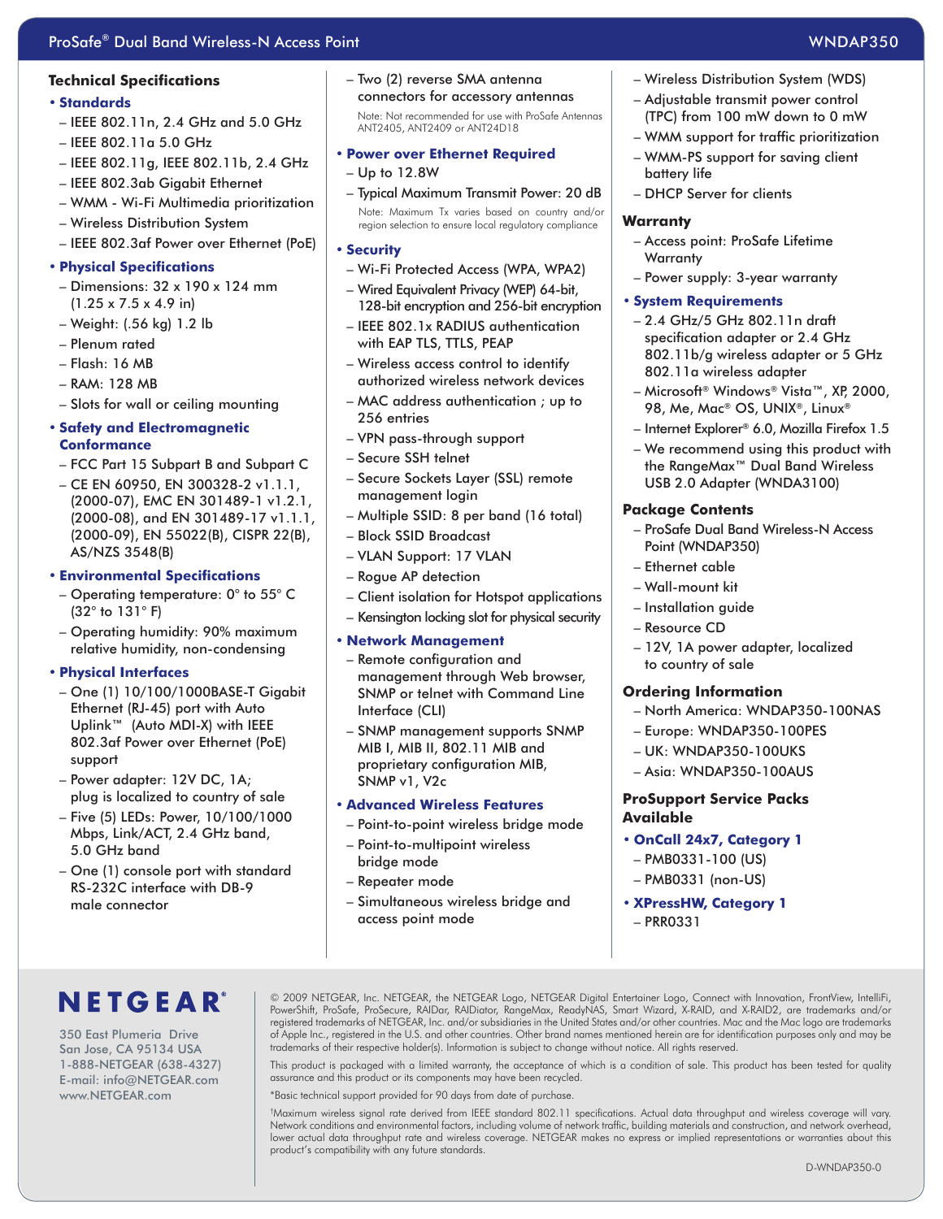## Technical Specifications

- **Standards**
  - IEEE 802.11n, 2.4 GHz and 5.0 GHz
  - IEEE 802.11a 5.0 GHz
  - IEEE 802.11g, IEEE 802.11b, 2.4 GHz
  - IEEE 802.3ab Gigabit Ethernet
  - WMM - Wi-Fi Multimedia prioritization
  - Wireless Distribution System
  - IEEE 802.3af Power over Ethernet (PoE)
- **Physical Specifications**
  - Dimensions: 32 x 190 x 124 mm (1.25 x 7.5 x 4.9 in)
  - Weight: (.56 kg) 1.2 lb
  - Plenum rated
  - Flash: 16 MB
  - RAM: 128 MB
  - Slots for wall or ceiling mounting
- **Safety and Electromagnetic Conformance**
  - FCC Part 15 Subpart B and Subpart C
  - CE EN 60950, EN 300328-2 v1.1.1, (2000-07), EMC EN 301489-1 v1.2.1, (2000-08), and EN 301489-17 v1.1.1, (2000-09), EN 55022(B), CISPR 22(B), AS/NZS 3548(B)
- **Environmental Specifications**
  - Operating temperature: 0° to 55° C (32° to 131° F)
  - Operating humidity: 90% maximum relative humidity, non-condensing
- **Physical Interfaces**
  - One (1) 10/100/1000BASE-T Gigabit Ethernet (RJ-45) port with Auto Uplink™ (Auto MDI-X) with IEEE 802.3af Power over Ethernet (PoE) support
  - Power adapter: 12V DC, 1A; plug is localized to country of sale
  - Five (5) LEDs: Power, 10/100/1000 Mbps, Link/ACT, 2.4 GHz band, 5.0 GHz band
  - One (1) console port with standard RS-232C interface with DB-9 male connector
  - Two (2) reverse SMA antenna connectors for accessory antennas

    Note: Not recommended for use with ProSafe Antennas ANT2405, ANT2409 or ANT24D18
- **Power over Ethernet Required**
  - Up to 12.8W
  - Typical Maximum Transmit Power: 20 dB

    Note: Maximum Tx varies based on country and/or region selection to ensure local regulatory compliance
- **Security**
  - Wi-Fi Protected Access (WPA, WPA2)
  - Wired Equivalent Privacy (WEP) 64-bit, 128-bit encryption and 256-bit encryption
  - IEEE 802.1x RADIUS authentication with EAP TLS, TTLS, PEAP
  - Wireless access control to identify authorized wireless network devices
  - MAC address authentication ; up to 256 entries
  - VPN pass-through support
  - Secure SSH telnet
  - Secure Sockets Layer (SSL) remote management login
  - Multiple SSID: 8 per band (16 total)
  - Block SSID Broadcast
  - VLAN Support: 17 VLAN
  - Rogue AP detection
  - Client isolation for Hotspot applications
  - Kensington locking slot for physical security
- **Network Management**
  - Remote configuration and management through Web browser, SNMP or telnet with Command Line Interface (CLI)
  - SNMP management supports SNMP MIB I, MIB II, 802.11 MIB and proprietary configuration MIB, SNMP v1, V2c
- **Advanced Wireless Features**
  - Point-to-point wireless bridge mode
  - Point-to-multipoint wireless bridge mode
  - Repeater mode
  - Simultaneous wireless bridge and access point mode
  - Wireless Distribution System (WDS)
  - Adjustable transmit power control (TPC) from 100 mW down to 0 mW
  - WMM support for traffic prioritization
  - WMM-PS support for saving client battery life
  - DHCP Server for clients

## Warranty

- Access point: ProSafe Lifetime Warranty
- Power supply: 3-year warranty

- **System Requirements**
  - 2.4 GHz/5 GHz 802.11n draft specification adapter or 2.4 GHz 802.11b/g wireless adapter or 5 GHz 802.11a wireless adapter
  - Microsoft® Windows® Vista™, XP, 2000, 98, Me, Mac® OS, UNIX®, Linux®
  - Internet Explorer® 6.0, Mozilla Firefox 1.5
  - We recommend using this product with the RangeMax™ Dual Band Wireless USB 2.0 Adapter (WNDA3100)

## Package Contents

- ProSafe Dual Band Wireless-N Access Point (WNDAP350)
- Ethernet cable
- Wall-mount kit
- Installation guide
- Resource CD
- 12V, 1A power adapter, localized to country of sale

## Ordering Information

- North America: WNDAP350-100NAS
- Europe: WNDAP350-100PES
- UK: WNDAP350-100UKS
- Asia: WNDAP350-100AUS

## ProSupport Service Packs Available

- **OnCall 24x7, Category 1**
  - PMB0331-100 (US)
  - PMB0331 (non-US)
- **XPressHW, Category 1**
  - PRR0331

**NETGEAR®**

350 East Plumeria Drive
San Jose, CA 95134 USA
1-888-NETGEAR (638-4327)
E-mail: info@NETGEAR.com
www.NETGEAR.com

© 2009 NETGEAR, Inc. NETGEAR, the NETGEAR Logo, NETGEAR Digital Entertainer Logo, Connect with Innovation, FrontView, IntelliFi, PowerShift, ProSafe, ProSecure, RAIDar, RAIDiator, RangeMax, ReadyNAS, Smart Wizard, X-RAID, and X-RAID2, are trademarks and/or registered trademarks of NETGEAR, Inc. and/or subsidiaries in the United States and/or other countries. Mac and the Mac logo are trademarks of Apple Inc., registered in the U.S. and other countries. Other brand names mentioned herein are for identification purposes only and may be trademarks of their respective holder(s). Information is subject to change without notice. All rights reserved.

This product is packaged with a limited warranty, the acceptance of which is a condition of sale. This product has been tested for quality assurance and this product or its components may have been recycled.

*Basic technical support provided for 90 days from date of purchase.

†Maximum wireless signal rate derived from IEEE standard 802.11 specifications. Actual data throughput and wireless coverage will vary. Network conditions and environmental factors, including volume of network traffic, building materials and construction, and network overhead, lower actual data throughput rate and wireless coverage. NETGEAR makes no express or implied representations or warranties about this product's compatibility with any future standards.

D-WNDAP350-0